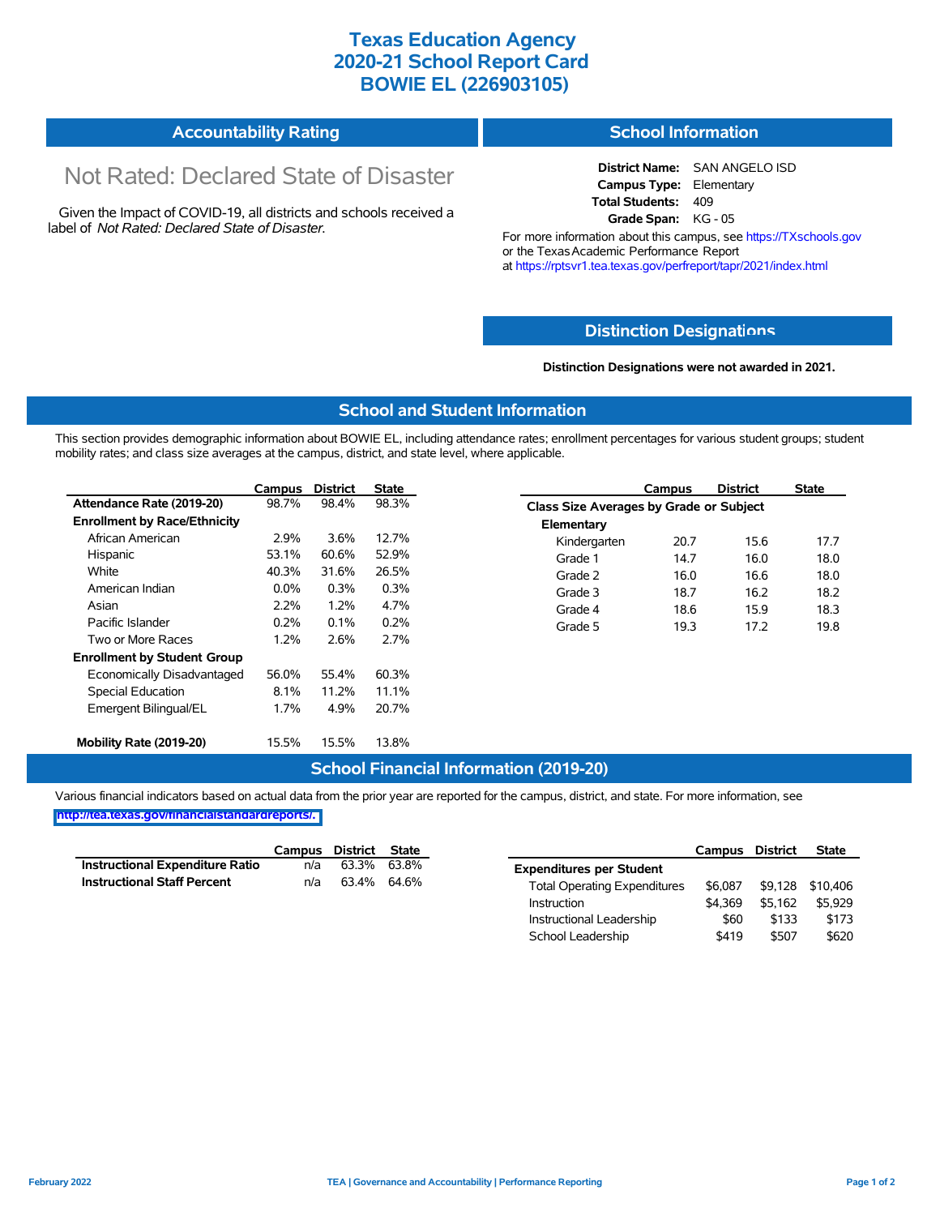# Texas Education Agency
# 2020-21 School Report Card
# BOWIE EL (226903105)

## Accountability Rating

Not Rated: Declared State of Disaster

Given the Impact of COVID-19, all districts and schools received a label of *Not Rated: Declared State of Disaster*.

## School Information

**District Name:** SAN ANGELO ISD
**Campus Type:** Elementary
**Total Students:** 409
**Grade Span:** KG - 05

For more information about this campus, see https://TXschools.gov or the Texas Academic Performance Report at https://rptsvr1.tea.texas.gov/perfreport/tapr/2021/index.html

## Distinction Designations

**Distinction Designations were not awarded in 2021.**

## School and Student Information

This section provides demographic information about BOWIE EL, including attendance rates; enrollment percentages for various student groups; student mobility rates; and class size averages at the campus, district, and state level, where applicable.

| | Campus | District | State |
|---|---|---|---|
| **Attendance Rate (2019-20)** | 98.7% | 98.4% | 98.3% |
| **Enrollment by Race/Ethnicity** | | | |
| African American | 2.9% | 3.6% | 12.7% |
| Hispanic | 53.1% | 60.6% | 52.9% |
| White | 40.3% | 31.6% | 26.5% |
| American Indian | 0.0% | 0.3% | 0.3% |
| Asian | 2.2% | 1.2% | 4.7% |
| Pacific Islander | 0.2% | 0.1% | 0.2% |
| Two or More Races | 1.2% | 2.6% | 2.7% |
| **Enrollment by Student Group** | | | |
| Economically Disadvantaged | 56.0% | 55.4% | 60.3% |
| Special Education | 8.1% | 11.2% | 11.1% |
| Emergent Bilingual/EL | 1.7% | 4.9% | 20.7% |
| **Mobility Rate (2019-20)** | 15.5% | 15.5% | 13.8% |

| | Campus | District | State |
|---|---|---|---|
| **Class Size Averages by Grade or Subject** | | | |
| **Elementary** | | | |
| Kindergarten | 20.7 | 15.6 | 17.7 |
| Grade 1 | 14.7 | 16.0 | 18.0 |
| Grade 2 | 16.0 | 16.6 | 18.0 |
| Grade 3 | 18.7 | 16.2 | 18.2 |
| Grade 4 | 18.6 | 15.9 | 18.3 |
| Grade 5 | 19.3 | 17.2 | 19.8 |

## School Financial Information (2019-20)

Various financial indicators based on actual data from the prior year are reported for the campus, district, and state. For more information, see http://tea.texas.gov/financialstandardreports/.

| | Campus | District | State |
|---|---|---|---|
| **Instructional Expenditure Ratio** | n/a | 63.3% | 63.8% |
| **Instructional Staff Percent** | n/a | 63.4% | 64.6% |

| | Campus | District | State |
|---|---|---|---|
| **Expenditures per Student** | | | |
| Total Operating Expenditures | $6,087 | $9,128 | $10,406 |
| Instruction | $4,369 | $5,162 | $5,929 |
| Instructional Leadership | $60 | $133 | $173 |
| School Leadership | $419 | $507 | $620 |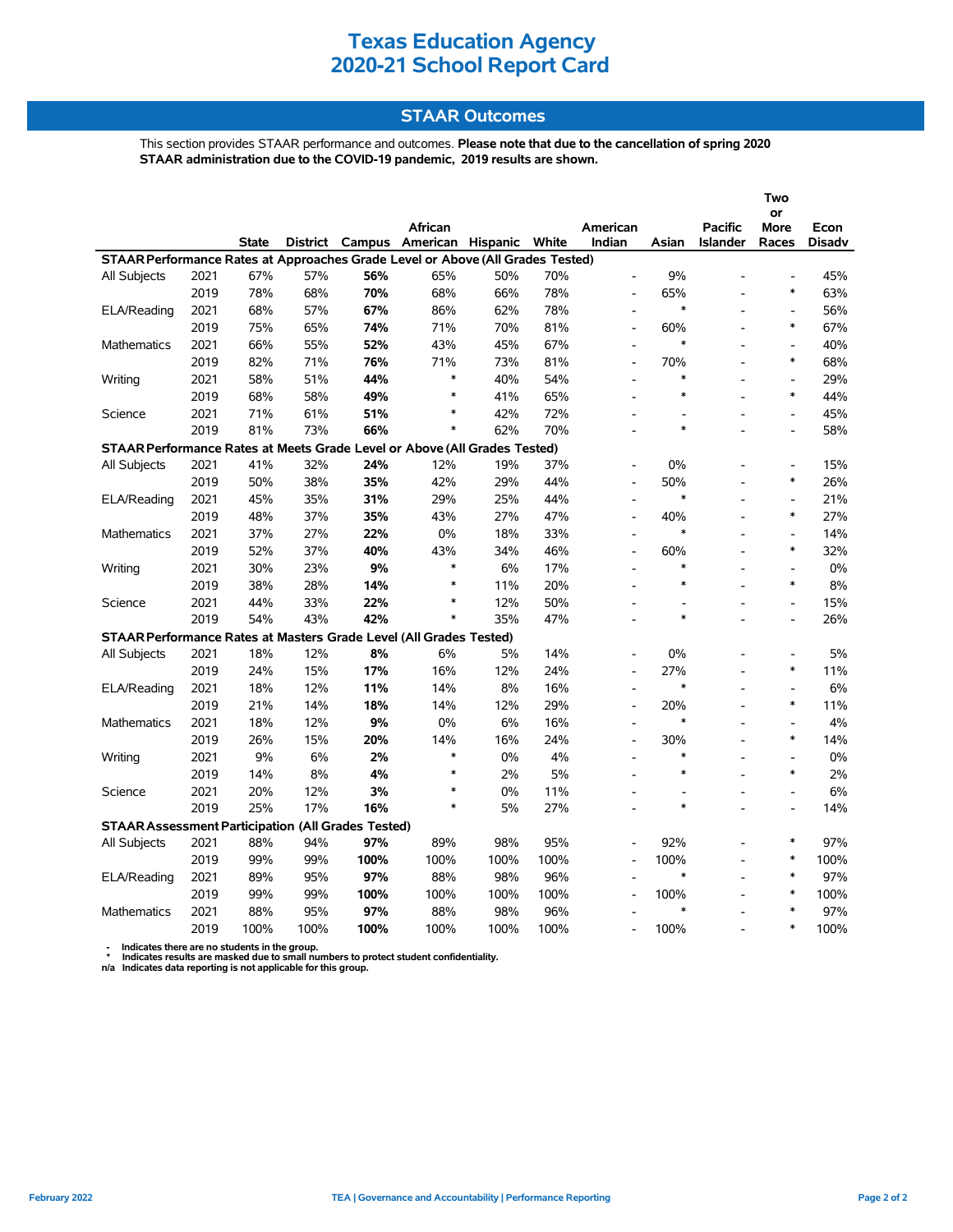# Texas Education Agency
# 2020-21 School Report Card

## STAAR Outcomes

This section provides STAAR performance and outcomes. **Please note that due to the cancellation of spring 2020 STAAR administration due to the COVID-19 pandemic, 2019 results are shown.**

| | | State | District | Campus | African American | Hispanic | White | American Indian | Asian | Pacific Islander | Two or More Races | Econ Disadv |
|---|---|---|---|---|---|---|---|---|---|---|---|---|
| **STAAR Performance Rates at Approaches Grade Level or Above (All Grades Tested)** | | | | | | | | | | | | |
| All Subjects | 2021 | 67% | 57% | **56%** | 65% | 50% | 70% | - | 9% | - | - | 45% |
| | 2019 | 78% | 68% | **70%** | 68% | 66% | 78% | - | 65% | - | * | 63% |
| ELA/Reading | 2021 | 68% | 57% | **67%** | 86% | 62% | 78% | - | * | - | - | 56% |
| | 2019 | 75% | 65% | **74%** | 71% | 70% | 81% | - | 60% | - | * | 67% |
| Mathematics | 2021 | 66% | 55% | **52%** | 43% | 45% | 67% | - | * | - | - | 40% |
| | 2019 | 82% | 71% | **76%** | 71% | 73% | 81% | - | 70% | - | * | 68% |
| Writing | 2021 | 58% | 51% | **44%** | * | 40% | 54% | - | * | - | - | 29% |
| | 2019 | 68% | 58% | **49%** | * | 41% | 65% | - | * | - | * | 44% |
| Science | 2021 | 71% | 61% | **51%** | * | 42% | 72% | - | - | - | - | 45% |
| | 2019 | 81% | 73% | **66%** | * | 62% | 70% | - | * | - | - | 58% |
| **STAAR Performance Rates at Meets Grade Level or Above (All Grades Tested)** | | | | | | | | | | | | |
| All Subjects | 2021 | 41% | 32% | **24%** | 12% | 19% | 37% | - | 0% | - | - | 15% |
| | 2019 | 50% | 38% | **35%** | 42% | 29% | 44% | - | 50% | - | * | 26% |
| ELA/Reading | 2021 | 45% | 35% | **31%** | 29% | 25% | 44% | - | * | - | - | 21% |
| | 2019 | 48% | 37% | **35%** | 43% | 27% | 47% | - | 40% | - | * | 27% |
| Mathematics | 2021 | 37% | 27% | **22%** | 0% | 18% | 33% | - | * | - | - | 14% |
| | 2019 | 52% | 37% | **40%** | 43% | 34% | 46% | - | 60% | - | * | 32% |
| Writing | 2021 | 30% | 23% | **9%** | * | 6% | 17% | - | * | - | - | 0% |
| | 2019 | 38% | 28% | **14%** | * | 11% | 20% | - | * | - | * | 8% |
| Science | 2021 | 44% | 33% | **22%** | * | 12% | 50% | - | - | - | - | 15% |
| | 2019 | 54% | 43% | **42%** | * | 35% | 47% | - | * | - | - | 26% |
| **STAAR Performance Rates at Masters Grade Level (All Grades Tested)** | | | | | | | | | | | | |
| All Subjects | 2021 | 18% | 12% | **8%** | 6% | 5% | 14% | - | 0% | - | - | 5% |
| | 2019 | 24% | 15% | **17%** | 16% | 12% | 24% | - | 27% | - | * | 11% |
| ELA/Reading | 2021 | 18% | 12% | **11%** | 14% | 8% | 16% | - | * | - | - | 6% |
| | 2019 | 21% | 14% | **18%** | 14% | 12% | 29% | - | 20% | - | * | 11% |
| Mathematics | 2021 | 18% | 12% | **9%** | 0% | 6% | 16% | - | * | - | - | 4% |
| | 2019 | 26% | 15% | **20%** | 14% | 16% | 24% | - | 30% | - | * | 14% |
| Writing | 2021 | 9% | 6% | **2%** | * | 0% | 4% | - | * | - | - | 0% |
| | 2019 | 14% | 8% | **4%** | * | 2% | 5% | - | * | - | * | 2% |
| Science | 2021 | 20% | 12% | **3%** | * | 0% | 11% | - | - | - | - | 6% |
| | 2019 | 25% | 17% | **16%** | * | 5% | 27% | - | * | - | - | 14% |
| **STAAR Assessment Participation (All Grades Tested)** | | | | | | | | | | | | |
| All Subjects | 2021 | 88% | 94% | **97%** | 89% | 98% | 95% | - | 92% | - | * | 97% |
| | 2019 | 99% | 99% | **100%** | 100% | 100% | 100% | - | 100% | - | * | 100% |
| ELA/Reading | 2021 | 89% | 95% | **97%** | 88% | 98% | 96% | - | * | - | * | 97% |
| | 2019 | 99% | 99% | **100%** | 100% | 100% | 100% | - | 100% | - | * | 100% |
| Mathematics | 2021 | 88% | 95% | **97%** | 88% | 98% | 96% | - | * | - | * | 97% |
| | 2019 | 100% | 100% | **100%** | 100% | 100% | 100% | - | 100% | - | * | 100% |

- Indicates there are no students in the group.
* Indicates results are masked due to small numbers to protect student confidentiality.
n/a Indicates data reporting is not applicable for this group.